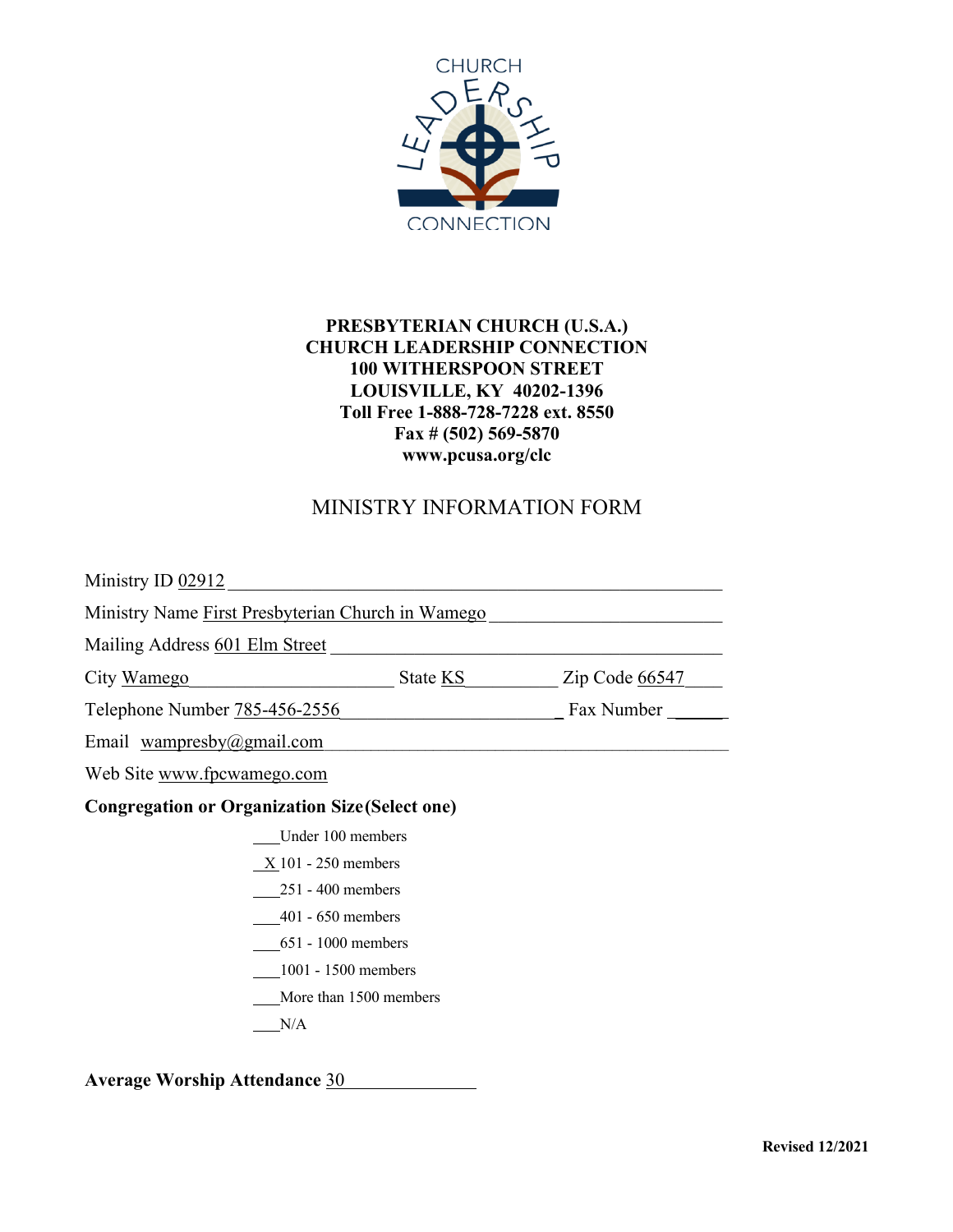**PRESBYTERIAN CHURCH (U.S.A.)**
**CHURCH LEADERSHIP CONNECTION**
**100 WITHERSPOON STREET**
**LOUISVILLE, KY 40202-1396**
**Toll Free 1-888-728-7228 ext. 8550**
**Fax # (502) 569-5870**
**www.pcusa.org/clc**

# MINISTRY INFORMATION FORM

Ministry ID 02912

Ministry Name First Presbyterian Church in Wamego

Mailing Address 601 Elm Street

City Wamego State KS Zip Code 66547

Telephone Number 785-456-2556 Fax Number ______

Email wampresby@gmail.com

Web Site www.fpcwamego.com

**Congregation or Organization Size (Select one)**

- ___Under 100 members
- _X_101 - 250 members
- ___251 - 400 members
- ___401 - 650 members
- ___651 - 1000 members
- ___1001 - 1500 members
- ___More than 1500 members
- ___N/A

**Average Worship Attendance** 30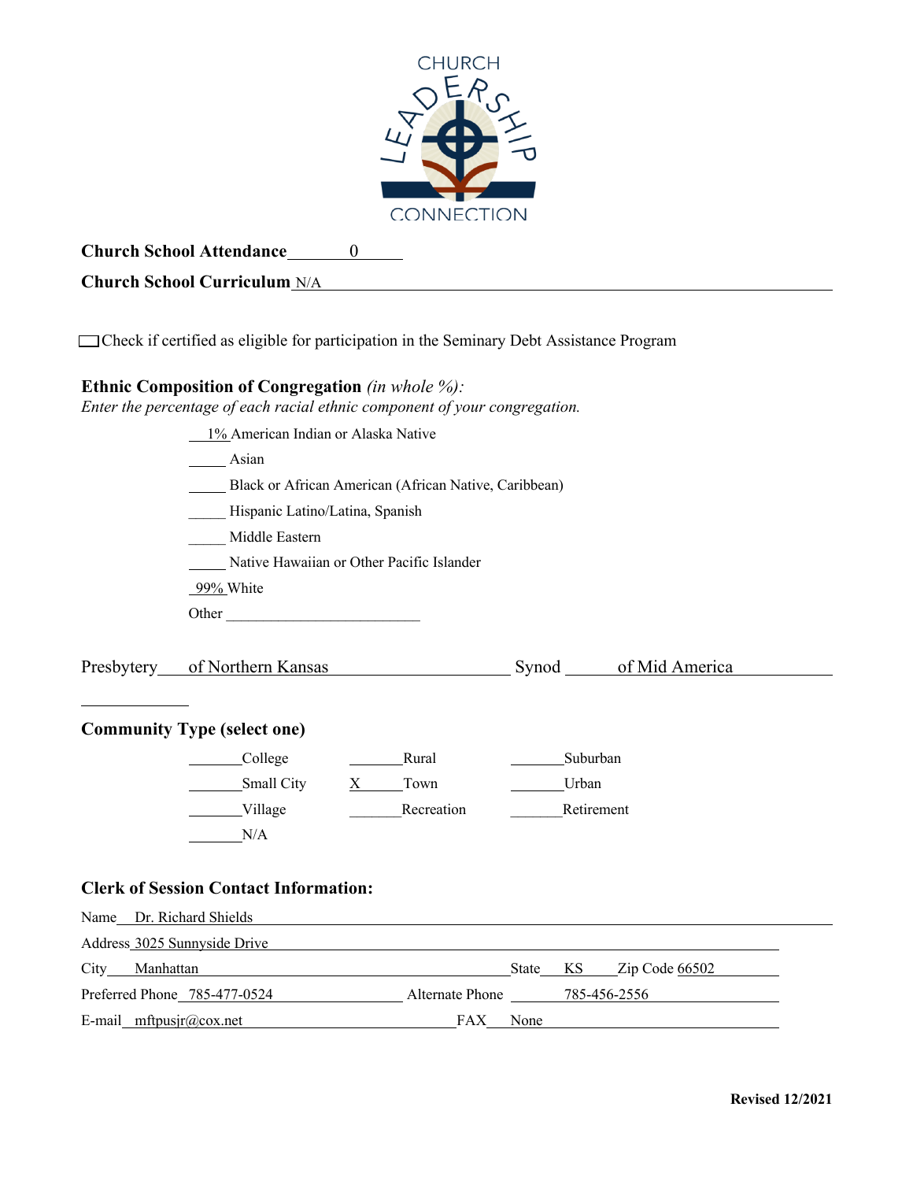**Church School Attendance** 0

**Church School Curriculum** N/A

☐ Check if certified as eligible for participation in the Seminary Debt Assistance Program

**Ethnic Composition of Congregation** *(in whole %):*
*Enter the percentage of each racial ethnic component of your congregation.*

- 1% American Indian or Alaska Native
- ____ Asian
- ____ Black or African American (African Native, Caribbean)
- ____ Hispanic Latino/Latina, Spanish
- ____ Middle Eastern
- ____ Native Hawaiian or Other Pacific Islander
- 99% White
- Other ____________

Presbytery of Northern Kansas　　Synod of Mid America

**Community Type (select one)**

| | | |
|---|---|---|
| ____ College | ____ Rural | ____ Suburban |
| ____ Small City | X Town | ____ Urban |
| ____ Village | ____ Recreation | ____ Retirement |
| ____ N/A | | |

**Clerk of Session Contact Information:**

Name Dr. Richard Shields

Address 3025 Sunnyside Drive

City Manhattan　　State KS　　Zip Code 66502

Preferred Phone 785-477-0524　　Alternate Phone 785-456-2556

E-mail mftpusjr@cox.net　　FAX None

**Revised 12/2021**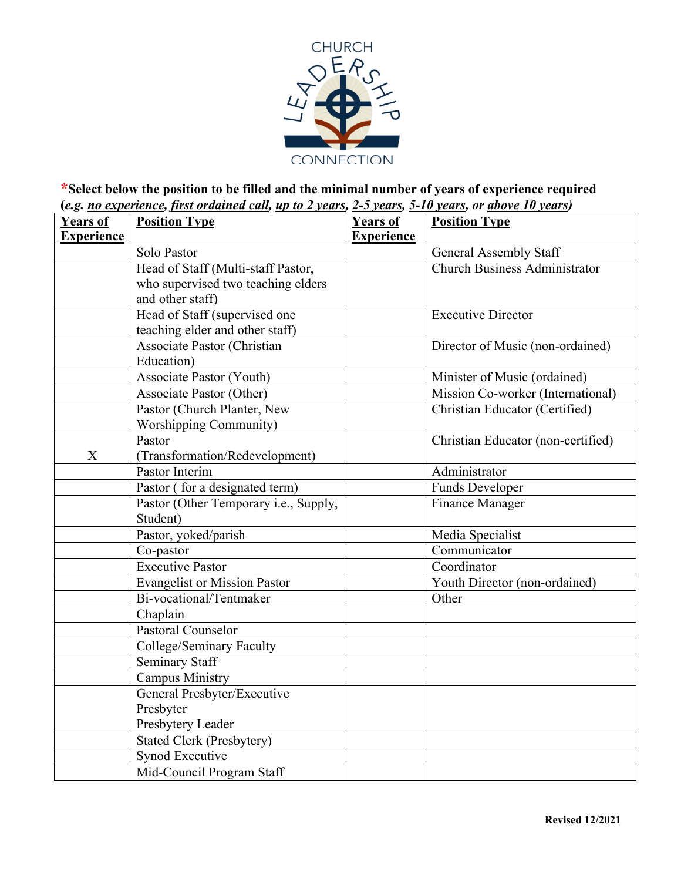CHURCH LEADERSHIP CONNECTION

**\*Select below the position to be filled and the minimal number of years of experience required (*e.g.* <u>*no experience*</u>*,* <u>*first ordained call*</u>*,* <u>*up to 2 years*</u>*,* <u>*2-5 years*</u>*,* <u>*5-10 years*</u>*, or* <u>*above 10 years*</u>*)***

| Years of Experience | Position Type | Years of Experience | Position Type |
|---|---|---|---|
| | Solo Pastor | | General Assembly Staff |
| | Head of Staff (Multi-staff Pastor, who supervised two teaching elders and other staff) | | Church Business Administrator |
| | Head of Staff (supervised one teaching elder and other staff) | | Executive Director |
| | Associate Pastor (Christian Education) | | Director of Music (non-ordained) |
| | Associate Pastor (Youth) | | Minister of Music (ordained) |
| | Associate Pastor (Other) | | Mission Co-worker (International) |
| | Pastor (Church Planter, New Worshipping Community) | | Christian Educator (Certified) |
| X | Pastor (Transformation/Redevelopment) | | Christian Educator (non-certified) |
| | Pastor Interim | | Administrator |
| | Pastor ( for a designated term) | | Funds Developer |
| | Pastor (Other Temporary i.e., Supply, Student) | | Finance Manager |
| | Pastor, yoked/parish | | Media Specialist |
| | Co-pastor | | Communicator |
| | Executive Pastor | | Coordinator |
| | Evangelist or Mission Pastor | | Youth Director (non-ordained) |
| | Bi-vocational/Tentmaker | | Other |
| | Chaplain | | |
| | Pastoral Counselor | | |
| | College/Seminary Faculty | | |
| | Seminary Staff | | |
| | Campus Ministry | | |
| | General Presbyter/Executive Presbyter Presbytery Leader | | |
| | Stated Clerk (Presbytery) | | |
| | Synod Executive | | |
| | Mid-Council Program Staff | | |

**Revised 12/2021**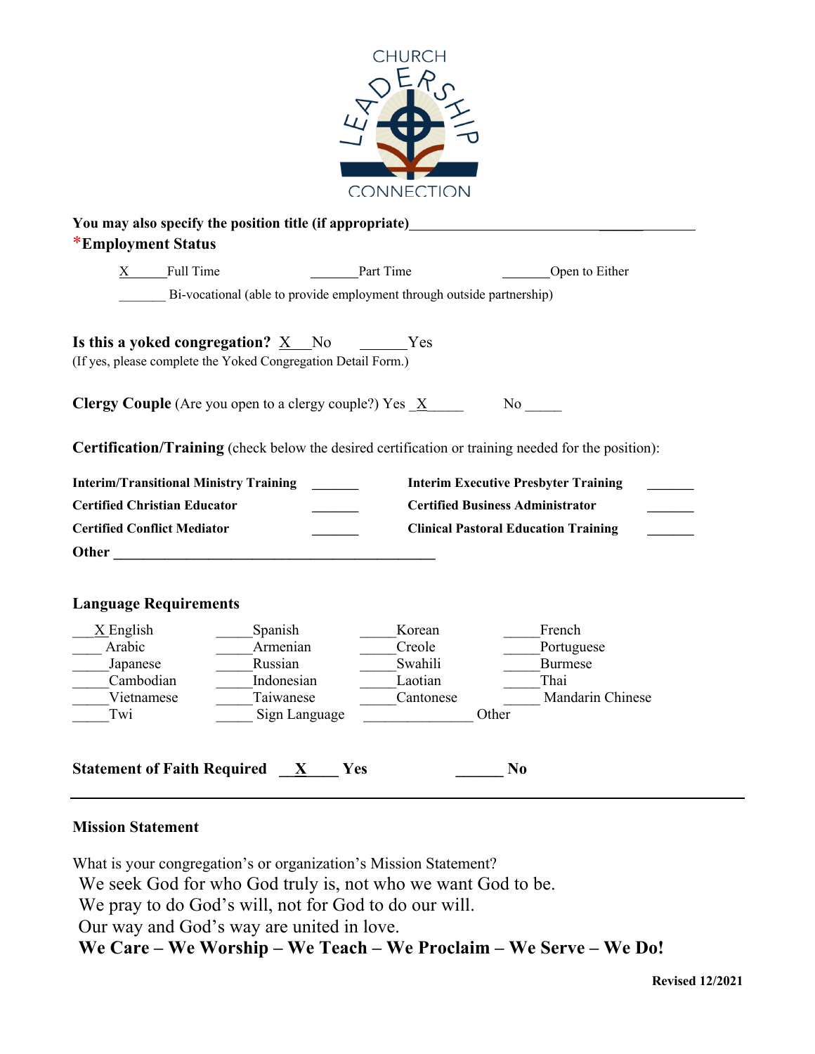CHURCH LEADERSHIP CONNECTION

**You may also specify the position title (if appropriate)**______________________________________

*__**Employment Status**__

X______Full Time _______Part Time _______Open to Either

_______ Bi-vocational (able to provide employment through outside partnership)

**Is this a yoked congregation?** X___No ______Yes
(If yes, please complete the Yoked Congregation Detail Form.)

**Clergy Couple** (Are you open to a clergy couple?) Yes _X_____ No _____

**Certification/Training** (check below the desired certification or training needed for the position):

| | | | |
|---|---|---|---|
| **Interim/Transitional Ministry Training** | _______ | **Interim Executive Presbyter Training** | _______ |
| **Certified Christian Educator** | _______ | **Certified Business Administrator** | _______ |
| **Certified Conflict Mediator** | _______ | **Clinical Pastoral Education Training** | _______ |

**Other** ______________________________________________

**Language Requirements**

| | | | |
|---|---|---|---|
| ___X English | _____Spanish | _____Korean | _____French |
| ____ Arabic | _____Armenian | _____Creole | _____Portuguese |
| _____Japanese | _____Russian | _____Swahili | _____Burmese |
| _____Cambodian | _____Indonesian | _____Laotian | _____Thai |
| _____Vietnamese | _____Taiwanese | _____Cantonese | _____ Mandarin Chinese |
| _____Twi | _____ Sign Language | _______________ Other | |

**Statement of Faith Required** __X____ **Yes** ______ **No**

---

**Mission Statement**

What is your congregation's or organization's Mission Statement?

We seek God for who God truly is, not who we want God to be.
We pray to do God's will, not for God to do our will.
Our way and God's way are united in love.
**We Care – We Worship – We Teach – We Proclaim – We Serve – We Do!**

**Revised 12/2021**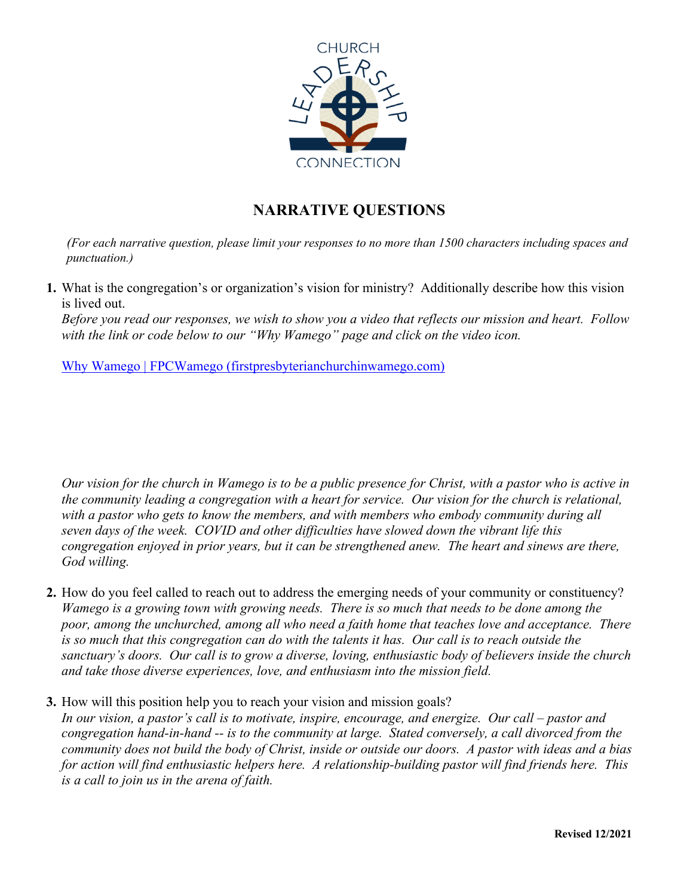CHURCH LEADERSHIP CONNECTION

## NARRATIVE QUESTIONS

*(For each narrative question, please limit your responses to no more than 1500 characters including spaces and punctuation.)*

1. What is the congregation's or organization's vision for ministry? Additionally describe how this vision is lived out.
   *Before you read our responses, we wish to show you a video that reflects our mission and heart. Follow with the link or code below to our "Why Wamego" page and click on the video icon.*

   [Why Wamego | FPCWamego (firstpresbyterianchurchinwamego.com)](firstpresbyterianchurchinwamego.com)

   *Our vision for the church in Wamego is to be a public presence for Christ, with a pastor who is active in the community leading a congregation with a heart for service. Our vision for the church is relational, with a pastor who gets to know the members, and with members who embody community during all seven days of the week. COVID and other difficulties have slowed down the vibrant life this congregation enjoyed in prior years, but it can be strengthened anew. The heart and sinews are there, God willing.*

2. How do you feel called to reach out to address the emerging needs of your community or constituency?
   *Wamego is a growing town with growing needs. There is so much that needs to be done among the poor, among the unchurched, among all who need a faith home that teaches love and acceptance. There is so much that this congregation can do with the talents it has. Our call is to reach outside the sanctuary's doors. Our call is to grow a diverse, loving, enthusiastic body of believers inside the church and take those diverse experiences, love, and enthusiasm into the mission field.*

3. How will this position help you to reach your vision and mission goals?
   *In our vision, a pastor's call is to motivate, inspire, encourage, and energize. Our call – pastor and congregation hand-in-hand -- is to the community at large. Stated conversely, a call divorced from the community does not build the body of Christ, inside or outside our doors. A pastor with ideas and a bias for action will find enthusiastic helpers here. A relationship-building pastor will find friends here. This is a call to join us in the arena of faith.*

**Revised 12/2021**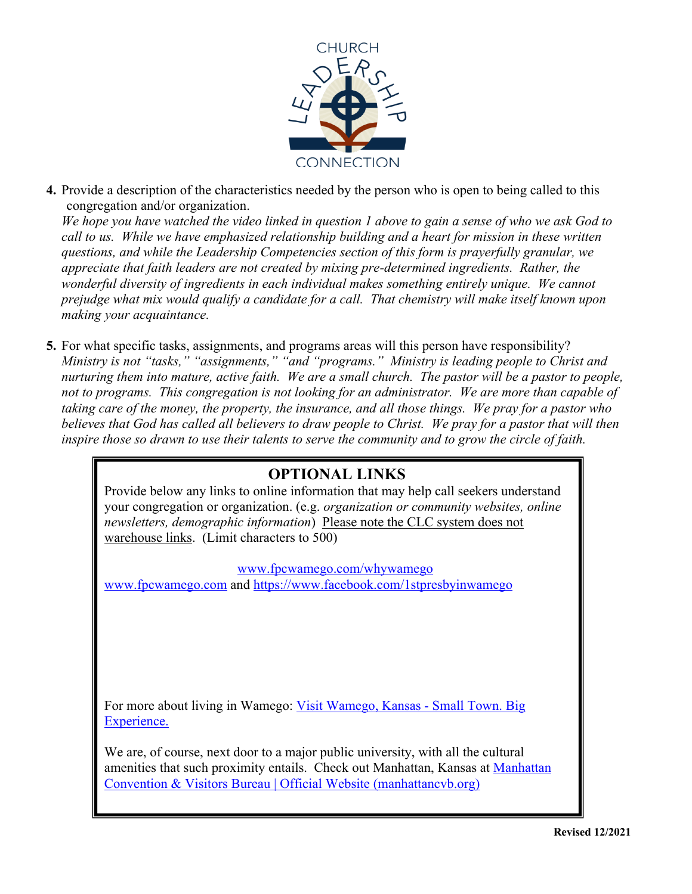4. Provide a description of the characteristics needed by the person who is open to being called to this congregation and/or organization.
*We hope you have watched the video linked in question 1 above to gain a sense of who we ask God to call to us. While we have emphasized relationship building and a heart for mission in these written questions, and while the Leadership Competencies section of this form is prayerfully granular, we appreciate that faith leaders are not created by mixing pre-determined ingredients. Rather, the wonderful diversity of ingredients in each individual makes something entirely unique. We cannot prejudge what mix would qualify a candidate for a call. That chemistry will make itself known upon making your acquaintance.*

5. For what specific tasks, assignments, and programs areas will this person have responsibility?
*Ministry is not "tasks," "assignments," "and "programs." Ministry is leading people to Christ and nurturing them into mature, active faith. We are a small church. The pastor will be a pastor to people, not to programs. This congregation is not looking for an administrator. We are more than capable of taking care of the money, the property, the insurance, and all those things. We pray for a pastor who believes that God has called all believers to draw people to Christ. We pray for a pastor that will then inspire those so drawn to use their talents to serve the community and to grow the circle of faith.*

## OPTIONAL LINKS

Provide below any links to online information that may help call seekers understand your congregation or organization. (e.g. *organization or community websites, online newsletters, demographic information*) Please note the CLC system does not warehouse links. (Limit characters to 500)

www.fpcwamego.com/whywamego
www.fpcwamego.com and https://www.facebook.com/1stpresbyinwamego

For more about living in Wamego: Visit Wamego, Kansas - Small Town. Big Experience.

We are, of course, next door to a major public university, with all the cultural amenities that such proximity entails. Check out Manhattan, Kansas at Manhattan Convention & Visitors Bureau | Official Website (manhattancvb.org)

Revised 12/2021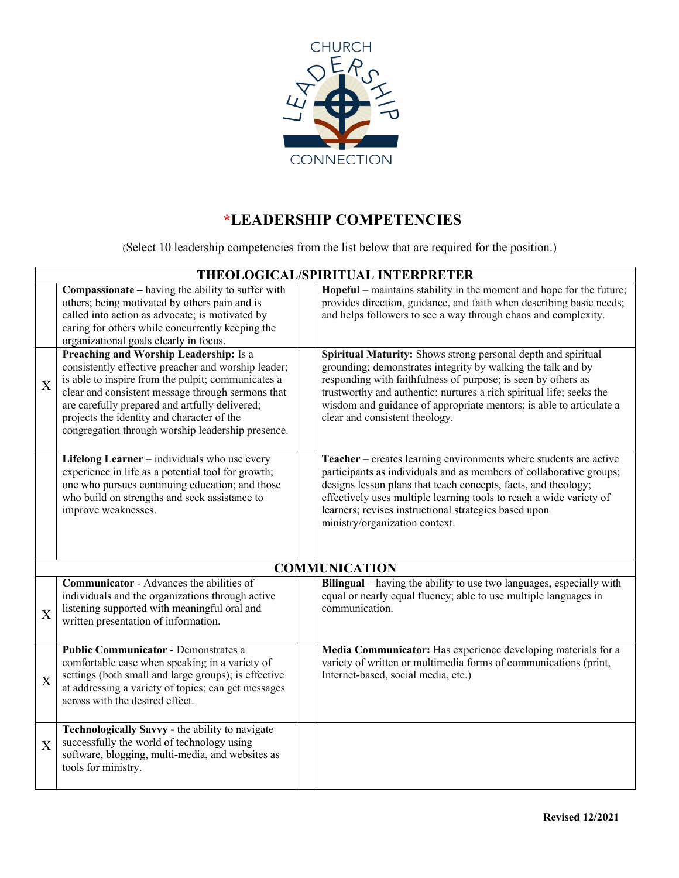# *LEADERSHIP COMPETENCIES

(Select 10 leadership competencies from the list below that are required for the position.)

| | THEOLOGICAL/SPIRITUAL INTERPRETER | | |
|---|---|---|---|
| | **Compassionate –** having the ability to suffer with others; being motivated by others pain and is called into action as advocate; is motivated by caring for others while concurrently keeping the organizational goals clearly in focus. | | **Hopeful** – maintains stability in the moment and hope for the future; provides direction, guidance, and faith when describing basic needs; and helps followers to see a way through chaos and complexity. |
| X | **Preaching and Worship Leadership:** Is a consistently effective preacher and worship leader; is able to inspire from the pulpit; communicates a clear and consistent message through sermons that are carefully prepared and artfully delivered; projects the identity and character of the congregation through worship leadership presence. | | **Spiritual Maturity:** Shows strong personal depth and spiritual grounding; demonstrates integrity by walking the talk and by responding with faithfulness of purpose; is seen by others as trustworthy and authentic; nurtures a rich spiritual life; seeks the wisdom and guidance of appropriate mentors; is able to articulate a clear and consistent theology. |
| | **Lifelong Learner** – individuals who use every experience in life as a potential tool for growth; one who pursues continuing education; and those who build on strengths and seek assistance to improve weaknesses. | | **Teacher** – creates learning environments where students are active participants as individuals and as members of collaborative groups; designs lesson plans that teach concepts, facts, and theology; effectively uses multiple learning tools to reach a wide variety of learners; revises instructional strategies based upon ministry/organization context. |
| | **COMMUNICATION** | | |
| X | **Communicator** - Advances the abilities of individuals and the organizations through active listening supported with meaningful oral and written presentation of information. | | **Bilingual** – having the ability to use two languages, especially with equal or nearly equal fluency; able to use multiple languages in communication. |
| X | **Public Communicator** - Demonstrates a comfortable ease when speaking in a variety of settings (both small and large groups); is effective at addressing a variety of topics; can get messages across with the desired effect. | | **Media Communicator:** Has experience developing materials for a variety of written or multimedia forms of communications (print, Internet-based, social media, etc.) |
| X | **Technologically Savvy -** the ability to navigate successfully the world of technology using software, blogging, multi-media, and websites as tools for ministry. | | |

**Revised 12/2021**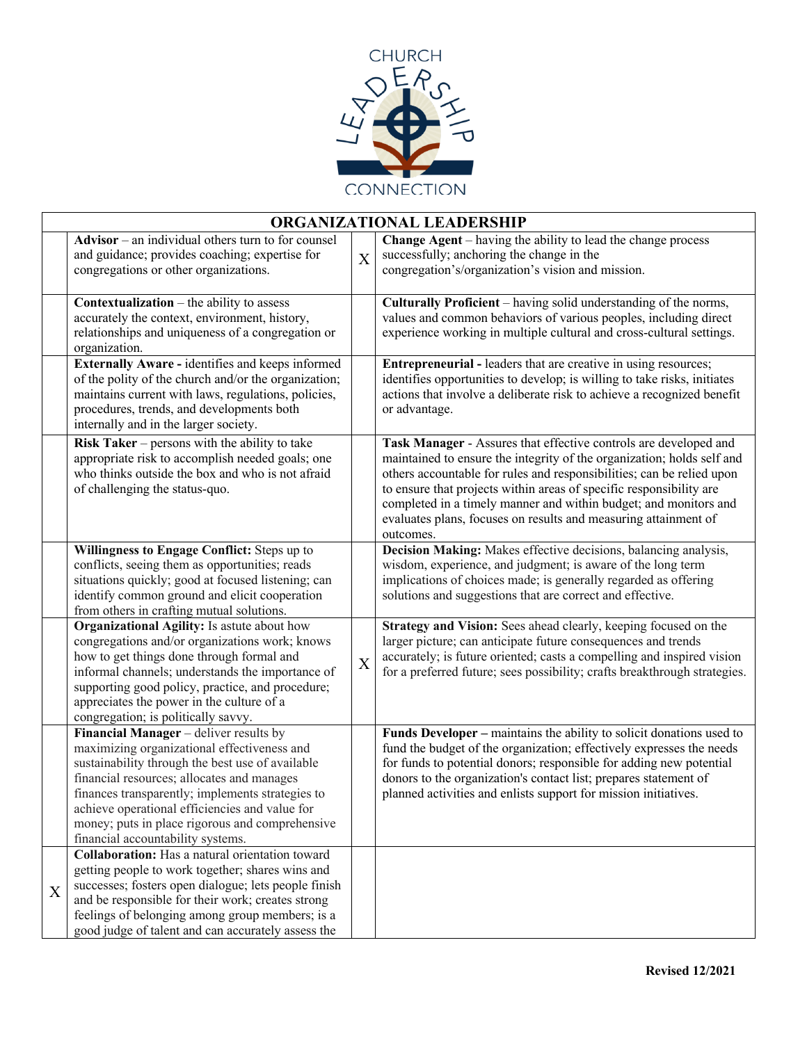CHURCH LEADERSHIP CONNECTION

| ORGANIZATIONAL LEADERSHIP | | | |
|---|---|---|---|
| | **Advisor** – an individual others turn to for counsel and guidance; provides coaching; expertise for congregations or other organizations. | X | **Change Agent** – having the ability to lead the change process successfully; anchoring the change in the congregation's/organization's vision and mission. |
| | **Contextualization** – the ability to assess accurately the context, environment, history, relationships and uniqueness of a congregation or organization. | | **Culturally Proficient** – having solid understanding of the norms, values and common behaviors of various peoples, including direct experience working in multiple cultural and cross-cultural settings. |
| | **Externally Aware -** identifies and keeps informed of the polity of the church and/or the organization; maintains current with laws, regulations, policies, procedures, trends, and developments both internally and in the larger society. | | **Entrepreneurial -** leaders that are creative in using resources; identifies opportunities to develop; is willing to take risks, initiates actions that involve a deliberate risk to achieve a recognized benefit or advantage. |
| | **Risk Taker** – persons with the ability to take appropriate risk to accomplish needed goals; one who thinks outside the box and who is not afraid of challenging the status-quo. | | **Task Manager** - Assures that effective controls are developed and maintained to ensure the integrity of the organization; holds self and others accountable for rules and responsibilities; can be relied upon to ensure that projects within areas of specific responsibility are completed in a timely manner and within budget; and monitors and evaluates plans, focuses on results and measuring attainment of outcomes. |
| | **Willingness to Engage Conflict:** Steps up to conflicts, seeing them as opportunities; reads situations quickly; good at focused listening; can identify common ground and elicit cooperation from others in crafting mutual solutions. | | **Decision Making:** Makes effective decisions, balancing analysis, wisdom, experience, and judgment; is aware of the long term implications of choices made; is generally regarded as offering solutions and suggestions that are correct and effective. |
| | **Organizational Agility:** Is astute about how congregations and/or organizations work; knows how to get things done through formal and informal channels; understands the importance of supporting good policy, practice, and procedure; appreciates the power in the culture of a congregation; is politically savvy. | X | **Strategy and Vision:** Sees ahead clearly, keeping focused on the larger picture; can anticipate future consequences and trends accurately; is future oriented; casts a compelling and inspired vision for a preferred future; sees possibility; crafts breakthrough strategies. |
| | **Financial Manager** – deliver results by maximizing organizational effectiveness and sustainability through the best use of available financial resources; allocates and manages finances transparently; implements strategies to achieve operational efficiencies and value for money; puts in place rigorous and comprehensive financial accountability systems. | | **Funds Developer –** maintains the ability to solicit donations used to fund the budget of the organization; effectively expresses the needs for funds to potential donors; responsible for adding new potential donors to the organization's contact list; prepares statement of planned activities and enlists support for mission initiatives. |
| X | **Collaboration:** Has a natural orientation toward getting people to work together; shares wins and successes; fosters open dialogue; lets people finish and be responsible for their work; creates strong feelings of belonging among group members; is a good judge of talent and can accurately assess the | | |

Revised 12/2021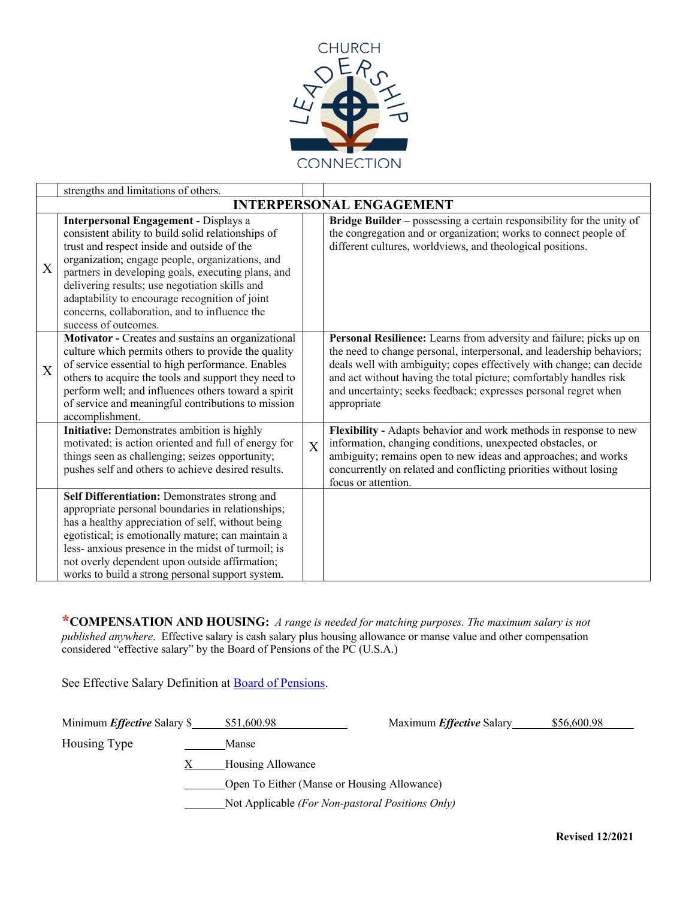| | | | |
|---|---|---|---|
| | strengths and limitations of others. | | |
| **INTERPERSONAL ENGAGEMENT** | | | |
| X | **Interpersonal Engagement** - Displays a consistent ability to build solid relationships of trust and respect inside and outside of the organization; engage people, organizations, and partners in developing goals, executing plans, and delivering results; use negotiation skills and adaptability to encourage recognition of joint concerns, collaboration, and to influence the success of outcomes. | | **Bridge Builder** – possessing a certain responsibility for the unity of the congregation and or organization; works to connect people of different cultures, worldviews, and theological positions. |
| X | **Motivator -** Creates and sustains an organizational culture which permits others to provide the quality of service essential to high performance. Enables others to acquire the tools and support they need to perform well; and influences others toward a spirit of service and meaningful contributions to mission accomplishment. | | **Personal Resilience:** Learns from adversity and failure; picks up on the need to change personal, interpersonal, and leadership behaviors; deals well with ambiguity; copes effectively with change; can decide and act without having the total picture; comfortably handles risk and uncertainty; seeks feedback; expresses personal regret when appropriate |
| | **Initiative:** Demonstrates ambition is highly motivated; is action oriented and full of energy for things seen as challenging; seizes opportunity; pushes self and others to achieve desired results. | X | **Flexibility -** Adapts behavior and work methods in response to new information, changing conditions, unexpected obstacles, or ambiguity; remains open to new ideas and approaches; and works concurrently on related and conflicting priorities without losing focus or attention. |
| | **Self Differentiation:** Demonstrates strong and appropriate personal boundaries in relationships; has a healthy appreciation of self, without being egotistical; is emotionally mature; can maintain a less- anxious presence in the midst of turmoil; is not overly dependent upon outside affirmation; works to build a strong personal support system. | | |

***COMPENSATION AND HOUSING:** *A range is needed for matching purposes. The maximum salary is not published anywhere*. Effective salary is cash salary plus housing allowance or manse value and other compensation considered "effective salary" by the Board of Pensions of the PC (U.S.A.)

See Effective Salary Definition at [Board of Pensions](Board of Pensions).

Minimum ***Effective*** Salary $ $51,600.98    Maximum ***Effective*** Salary $56,600.98

Housing Type

_____ Manse

X Housing Allowance

_____ Open To Either (Manse or Housing Allowance)

_____ Not Applicable *(For Non-pastoral Positions Only)*

**Revised 12/2021**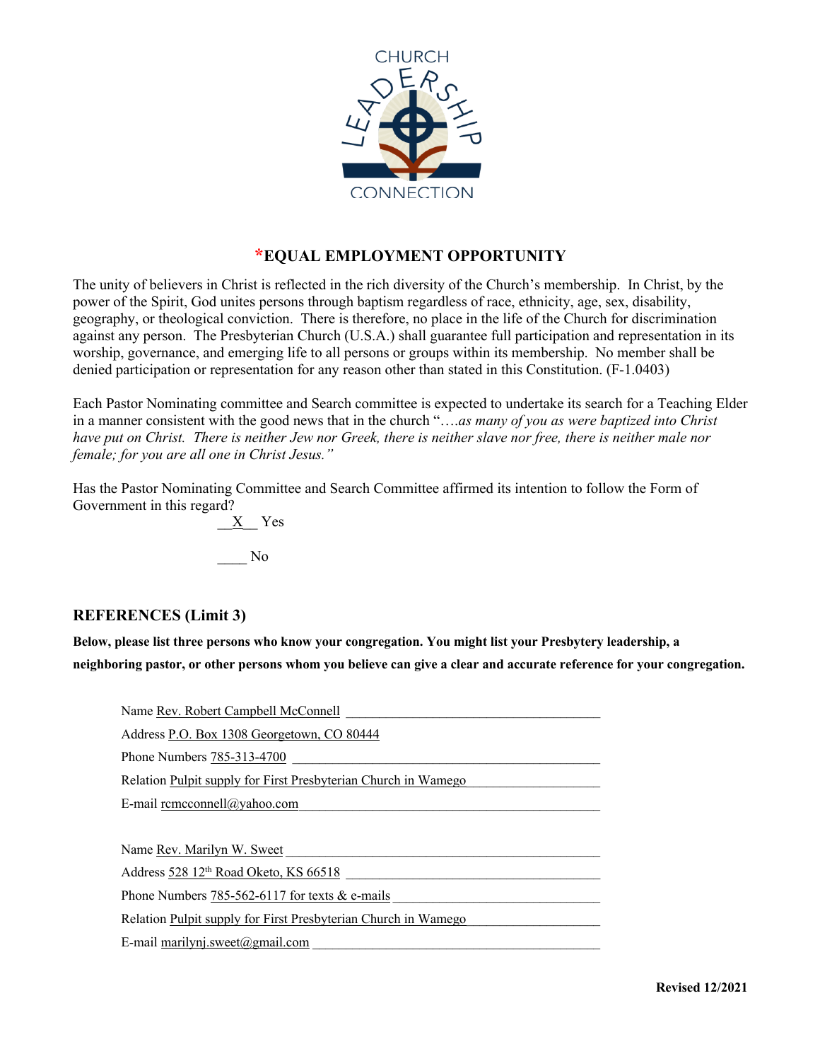## *EQUAL EMPLOYMENT OPPORTUNITY

The unity of believers in Christ is reflected in the rich diversity of the Church's membership. In Christ, by the power of the Spirit, God unites persons through baptism regardless of race, ethnicity, age, sex, disability, geography, or theological conviction. There is therefore, no place in the life of the Church for discrimination against any person. The Presbyterian Church (U.S.A.) shall guarantee full participation and representation in its worship, governance, and emerging life to all persons or groups within its membership. No member shall be denied participation or representation for any reason other than stated in this Constitution. (F-1.0403)

Each Pastor Nominating committee and Search committee is expected to undertake its search for a Teaching Elder in a manner consistent with the good news that in the church "….*as many of you as were baptized into Christ have put on Christ. There is neither Jew nor Greek, there is neither slave nor free, there is neither male nor female; for you are all one in Christ Jesus."*

Has the Pastor Nominating Committee and Search Committee affirmed its intention to follow the Form of Government in this regard?

__X__ Yes

____ No

### REFERENCES (Limit 3)

**Below, please list three persons who know your congregation. You might list your Presbytery leadership, a neighboring pastor, or other persons whom you believe can give a clear and accurate reference for your congregation.**

Name Rev. Robert Campbell McConnell

Address P.O. Box 1308 Georgetown, CO 80444

Phone Numbers 785-313-4700

Relation Pulpit supply for First Presbyterian Church in Wamego

E-mail rcmcconnell@yahoo.com

Name Rev. Marilyn W. Sweet

Address 528 12th Road Oketo, KS 66518

Phone Numbers 785-562-6117 for texts & e-mails

Relation Pulpit supply for First Presbyterian Church in Wamego

E-mail marilynj.sweet@gmail.com

**Revised 12/2021**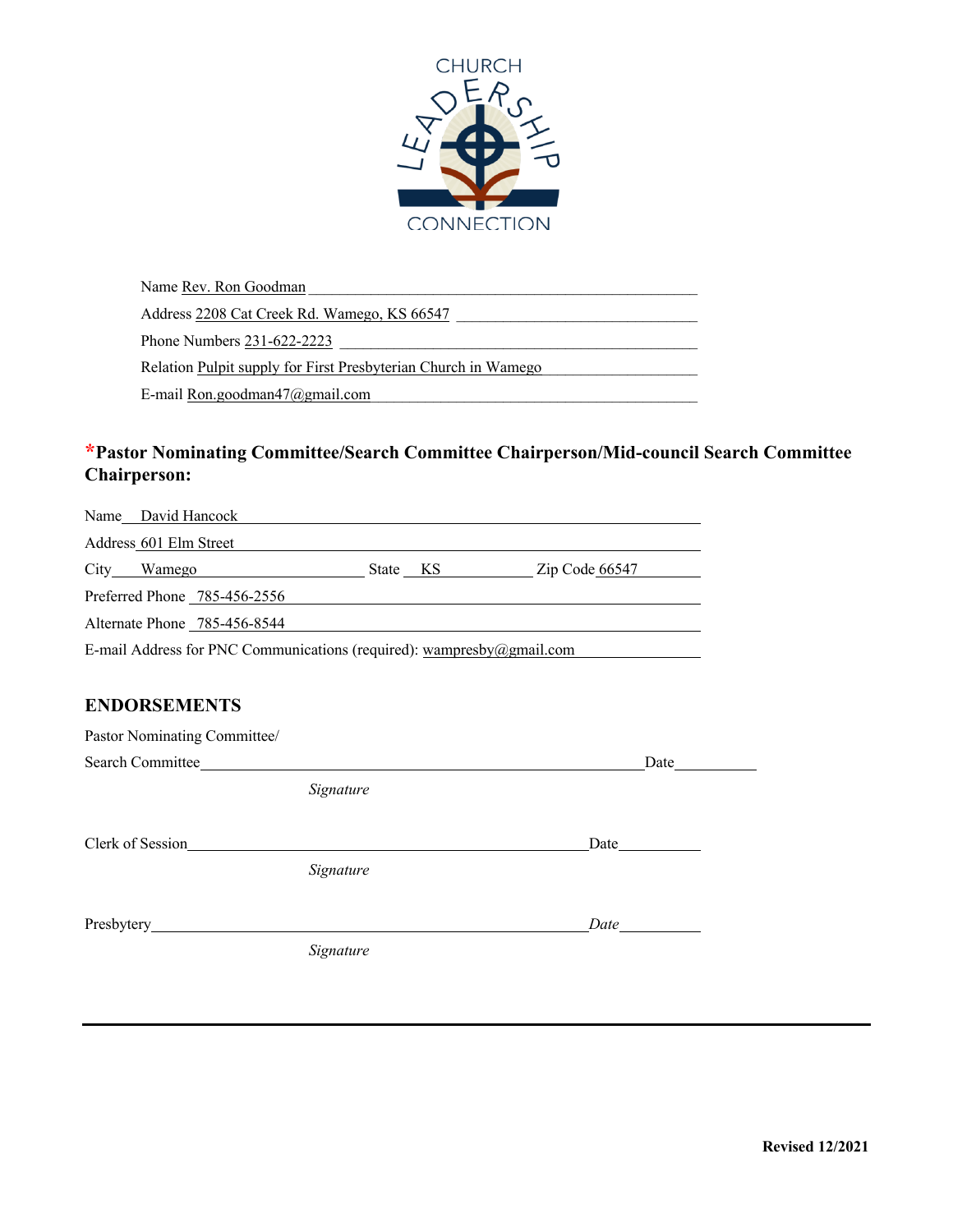CHURCH LEADERSHIP CONNECTION

Name Rev. Ron Goodman

Address 2208 Cat Creek Rd. Wamego, KS 66547

Phone Numbers 231-622-2223

Relation Pulpit supply for First Presbyterian Church in Wamego

E-mail Ron.goodman47@gmail.com

## *Pastor Nominating Committee/Search Committee Chairperson/Mid-council Search Committee Chairperson:

Name David Hancock

Address 601 Elm Street

City Wamego State KS Zip Code 66547

Preferred Phone 785-456-2556

Alternate Phone 785-456-8544

E-mail Address for PNC Communications (required): wampresby@gmail.com

## ENDORSEMENTS

Pastor Nominating Committee/
Search Committee ______________________________ Date __________
*Signature*

Clerk of Session ______________________________ Date __________
*Signature*

Presbytery ______________________________ *Date* __________
*Signature*

**Revised 12/2021**